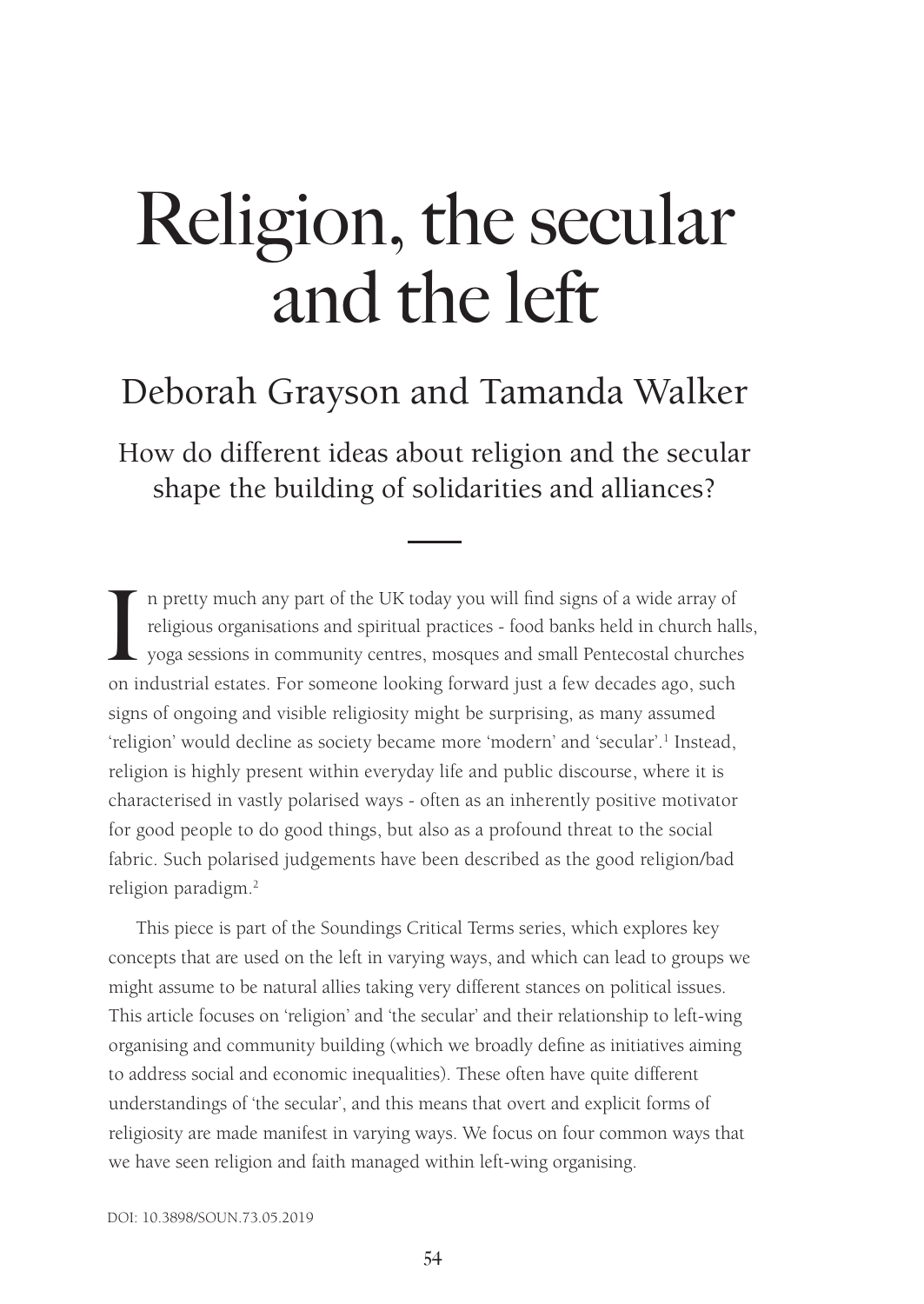# Religion, the secular and the left

## Deborah Grayson and Tamanda Walker

How do different ideas about religion and the secular shape the building of solidarities and alliances?

In pretty much any part of the UK today you will find signs of a wide array of religious organisations and spiritual practices - food banks held in church halls, yoga sessions in community centres, mosques and small Pentecostal churches on industrial estates. For someone looking forward just a few decades ago, such signs of ongoing and visible religiosity might be surprising, as many assumed 'religion' would decline as society became more 'modern' and 'secular'.[1] Instead, religion is highly present within everyday life and public discourse, where it is characterised in vastly polarised ways - often as an inherently positive motivator for good people to do good things, but also as a profound threat to the social fabric. Such polarised judgements have been described as the good religion/bad religion paradigm.[2]

This piece is part of the Soundings Critical Terms series, which explores key concepts that are used on the left in varying ways, and which can lead to groups we might assume to be natural allies taking very different stances on political issues. This article focuses on 'religion' and 'the secular' and their relationship to left-wing organising and community building (which we broadly define as initiatives aiming to address social and economic inequalities). These often have quite different understandings of 'the secular', and this means that overt and explicit forms of religiosity are made manifest in varying ways. We focus on four common ways that we have seen religion and faith managed within left-wing organising.

DOI: 10.3898/SOUN.73.05.2019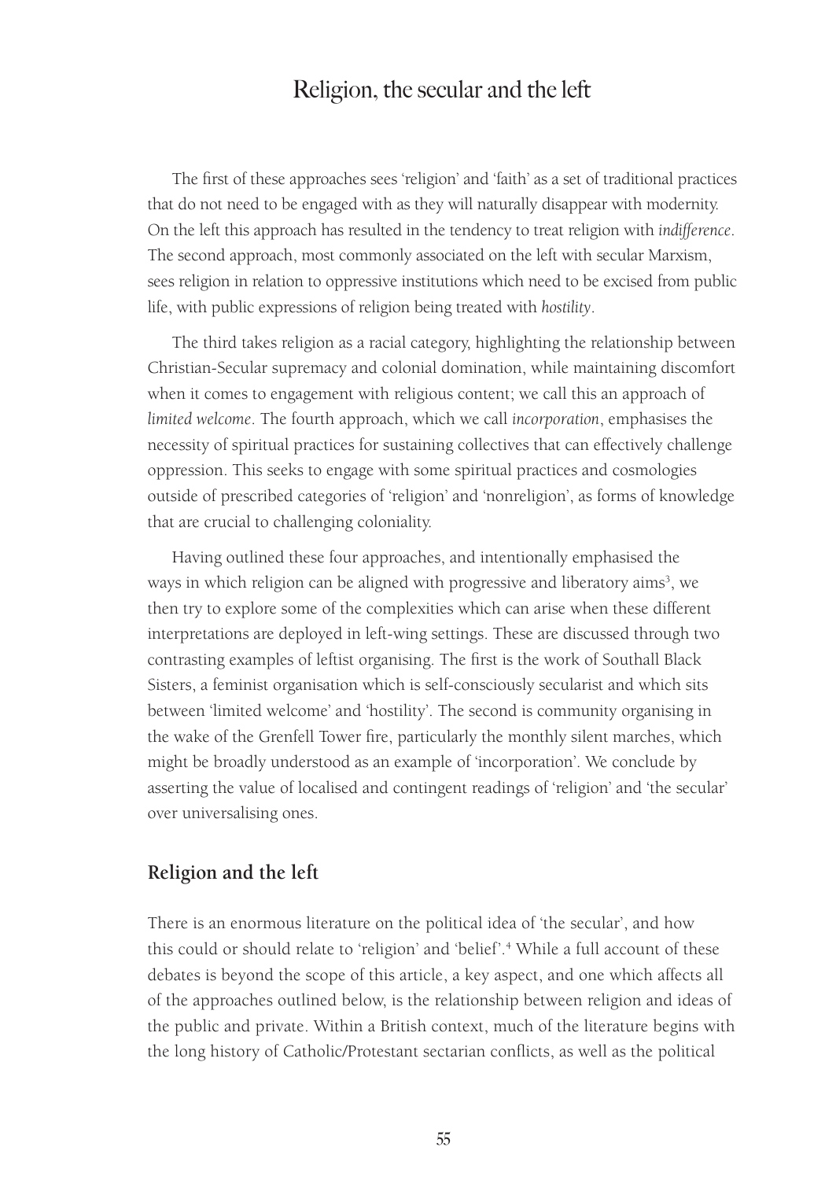The first of these approaches sees 'religion' and 'faith' as a set of traditional practices that do not need to be engaged with as they will naturally disappear with modernity. On the left this approach has resulted in the tendency to treat religion with *indifference*. The second approach, most commonly associated on the left with secular Marxism, sees religion in relation to oppressive institutions which need to be excised from public life, with public expressions of religion being treated with *hostility*.

The third takes religion as a racial category, highlighting the relationship between Christian-Secular supremacy and colonial domination, while maintaining discomfort when it comes to engagement with religious content; we call this an approach of *limited welcome*. The fourth approach, which we call *incorporation*, emphasises the necessity of spiritual practices for sustaining collectives that can effectively challenge oppression. This seeks to engage with some spiritual practices and cosmologies outside of prescribed categories of 'religion' and 'nonreligion', as forms of knowledge that are crucial to challenging coloniality.

Having outlined these four approaches, and intentionally emphasised the ways in which religion can be aligned with progressive and liberatory aims[3], we then try to explore some of the complexities which can arise when these different interpretations are deployed in left-wing settings. These are discussed through two contrasting examples of leftist organising. The first is the work of Southall Black Sisters, a feminist organisation which is self-consciously secularist and which sits between 'limited welcome' and 'hostility'. The second is community organising in the wake of the Grenfell Tower fire, particularly the monthly silent marches, which might be broadly understood as an example of 'incorporation'. We conclude by asserting the value of localised and contingent readings of 'religion' and 'the secular' over universalising ones.

## Religion and the left

There is an enormous literature on the political idea of 'the secular', and how this could or should relate to 'religion' and 'belief'.[4] While a full account of these debates is beyond the scope of this article, a key aspect, and one which affects all of the approaches outlined below, is the relationship between religion and ideas of the public and private. Within a British context, much of the literature begins with the long history of Catholic/Protestant sectarian conflicts, as well as the political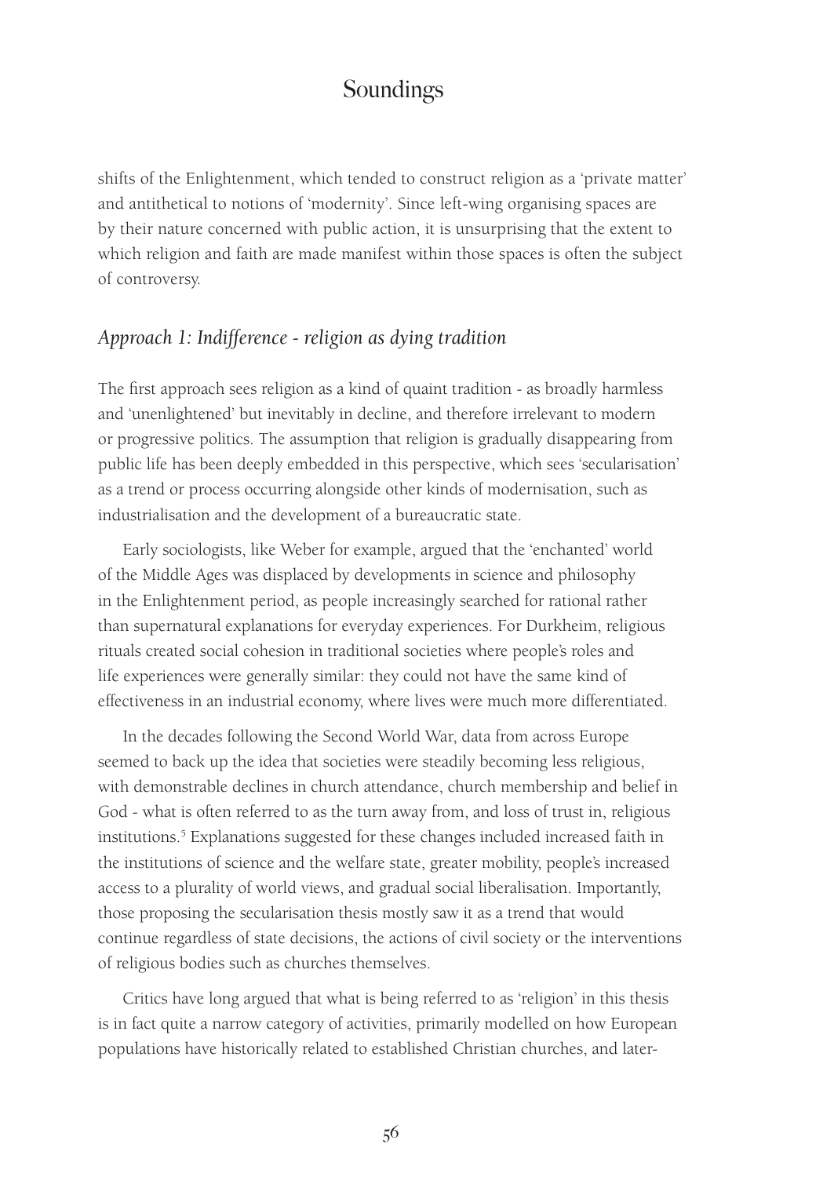shifts of the Enlightenment, which tended to construct religion as a 'private matter' and antithetical to notions of 'modernity'. Since left-wing organising spaces are by their nature concerned with public action, it is unsurprising that the extent to which religion and faith are made manifest within those spaces is often the subject of controversy.

## *Approach 1: Indifference - religion as dying tradition*

The first approach sees religion as a kind of quaint tradition - as broadly harmless and 'unenlightened' but inevitably in decline, and therefore irrelevant to modern or progressive politics. The assumption that religion is gradually disappearing from public life has been deeply embedded in this perspective, which sees 'secularisation' as a trend or process occurring alongside other kinds of modernisation, such as industrialisation and the development of a bureaucratic state.

Early sociologists, like Weber for example, argued that the 'enchanted' world of the Middle Ages was displaced by developments in science and philosophy in the Enlightenment period, as people increasingly searched for rational rather than supernatural explanations for everyday experiences. For Durkheim, religious rituals created social cohesion in traditional societies where people's roles and life experiences were generally similar: they could not have the same kind of effectiveness in an industrial economy, where lives were much more differentiated.

In the decades following the Second World War, data from across Europe seemed to back up the idea that societies were steadily becoming less religious, with demonstrable declines in church attendance, church membership and belief in God - what is often referred to as the turn away from, and loss of trust in, religious institutions.[5] Explanations suggested for these changes included increased faith in the institutions of science and the welfare state, greater mobility, people's increased access to a plurality of world views, and gradual social liberalisation. Importantly, those proposing the secularisation thesis mostly saw it as a trend that would continue regardless of state decisions, the actions of civil society or the interventions of religious bodies such as churches themselves.

Critics have long argued that what is being referred to as 'religion' in this thesis is in fact quite a narrow category of activities, primarily modelled on how European populations have historically related to established Christian churches, and later-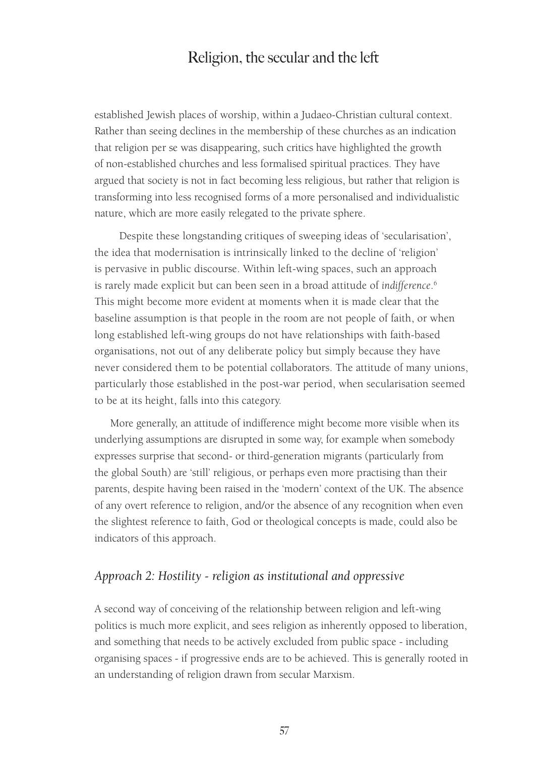established Jewish places of worship, within a Judaeo-Christian cultural context. Rather than seeing declines in the membership of these churches as an indication that religion per se was disappearing, such critics have highlighted the growth of non-established churches and less formalised spiritual practices. They have argued that society is not in fact becoming less religious, but rather that religion is transforming into less recognised forms of a more personalised and individualistic nature, which are more easily relegated to the private sphere.

Despite these longstanding critiques of sweeping ideas of 'secularisation', the idea that modernisation is intrinsically linked to the decline of 'religion' is pervasive in public discourse. Within left-wing spaces, such an approach is rarely made explicit but can been seen in a broad attitude of *indifference*.[6] This might become more evident at moments when it is made clear that the baseline assumption is that people in the room are not people of faith, or when long established left-wing groups do not have relationships with faith-based organisations, not out of any deliberate policy but simply because they have never considered them to be potential collaborators. The attitude of many unions, particularly those established in the post-war period, when secularisation seemed to be at its height, falls into this category.

More generally, an attitude of indifference might become more visible when its underlying assumptions are disrupted in some way, for example when somebody expresses surprise that second- or third-generation migrants (particularly from the global South) are 'still' religious, or perhaps even more practising than their parents, despite having been raised in the 'modern' context of the UK. The absence of any overt reference to religion, and/or the absence of any recognition when even the slightest reference to faith, God or theological concepts is made, could also be indicators of this approach.

### *Approach 2: Hostility - religion as institutional and oppressive*

A second way of conceiving of the relationship between religion and left-wing politics is much more explicit, and sees religion as inherently opposed to liberation, and something that needs to be actively excluded from public space - including organising spaces - if progressive ends are to be achieved. This is generally rooted in an understanding of religion drawn from secular Marxism.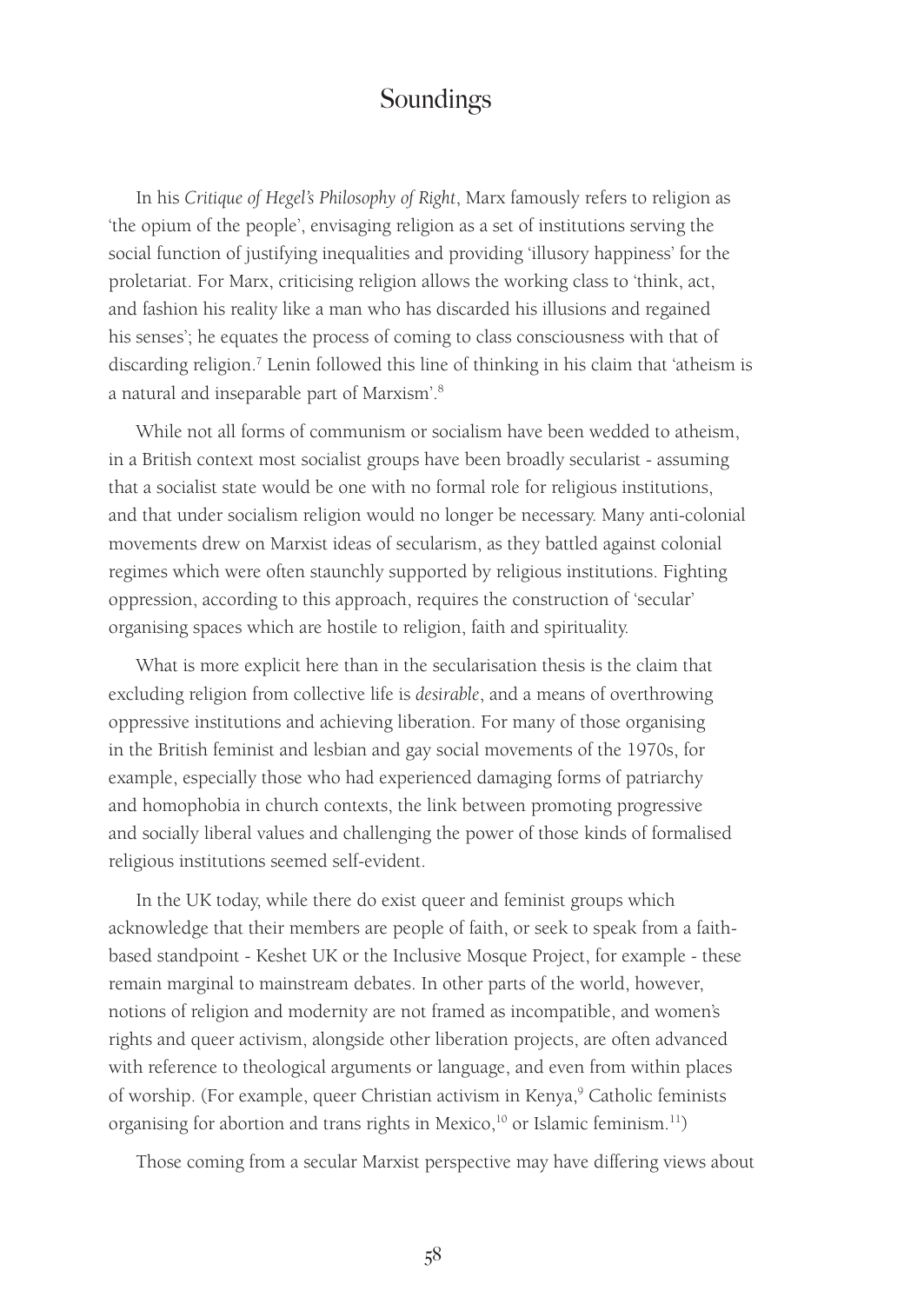In his *Critique of Hegel's Philosophy of Right*, Marx famously refers to religion as 'the opium of the people', envisaging religion as a set of institutions serving the social function of justifying inequalities and providing 'illusory happiness' for the proletariat. For Marx, criticising religion allows the working class to 'think, act, and fashion his reality like a man who has discarded his illusions and regained his senses'; he equates the process of coming to class consciousness with that of discarding religion.[7] Lenin followed this line of thinking in his claim that 'atheism is a natural and inseparable part of Marxism'.[8]

While not all forms of communism or socialism have been wedded to atheism, in a British context most socialist groups have been broadly secularist - assuming that a socialist state would be one with no formal role for religious institutions, and that under socialism religion would no longer be necessary. Many anti-colonial movements drew on Marxist ideas of secularism, as they battled against colonial regimes which were often staunchly supported by religious institutions. Fighting oppression, according to this approach, requires the construction of 'secular' organising spaces which are hostile to religion, faith and spirituality.

What is more explicit here than in the secularisation thesis is the claim that excluding religion from collective life is *desirable*, and a means of overthrowing oppressive institutions and achieving liberation. For many of those organising in the British feminist and lesbian and gay social movements of the 1970s, for example, especially those who had experienced damaging forms of patriarchy and homophobia in church contexts, the link between promoting progressive and socially liberal values and challenging the power of those kinds of formalised religious institutions seemed self-evident.

In the UK today, while there do exist queer and feminist groups which acknowledge that their members are people of faith, or seek to speak from a faith-based standpoint - Keshet UK or the Inclusive Mosque Project, for example - these remain marginal to mainstream debates. In other parts of the world, however, notions of religion and modernity are not framed as incompatible, and women's rights and queer activism, alongside other liberation projects, are often advanced with reference to theological arguments or language, and even from within places of worship. (For example, queer Christian activism in Kenya,[9] Catholic feminists organising for abortion and trans rights in Mexico,[10] or Islamic feminism.[11])

Those coming from a secular Marxist perspective may have differing views about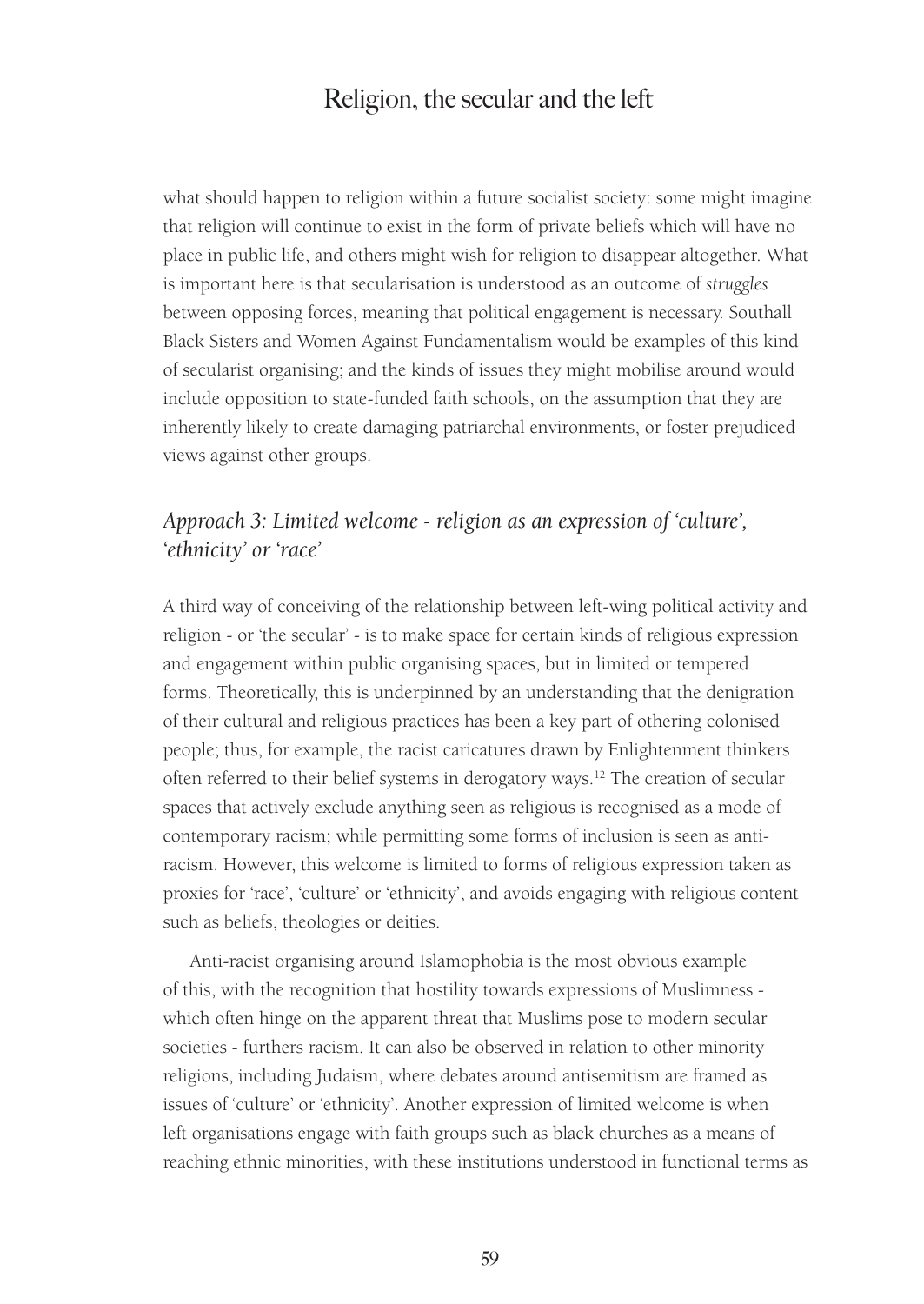what should happen to religion within a future socialist society: some might imagine that religion will continue to exist in the form of private beliefs which will have no place in public life, and others might wish for religion to disappear altogether. What is important here is that secularisation is understood as an outcome of *struggles* between opposing forces, meaning that political engagement is necessary. Southall Black Sisters and Women Against Fundamentalism would be examples of this kind of secularist organising; and the kinds of issues they might mobilise around would include opposition to state-funded faith schools, on the assumption that they are inherently likely to create damaging patriarchal environments, or foster prejudiced views against other groups.

## *Approach 3: Limited welcome - religion as an expression of 'culture', 'ethnicity' or 'race'*

A third way of conceiving of the relationship between left-wing political activity and religion - or 'the secular' - is to make space for certain kinds of religious expression and engagement within public organising spaces, but in limited or tempered forms. Theoretically, this is underpinned by an understanding that the denigration of their cultural and religious practices has been a key part of othering colonised people; thus, for example, the racist caricatures drawn by Enlightenment thinkers often referred to their belief systems in derogatory ways.[12] The creation of secular spaces that actively exclude anything seen as religious is recognised as a mode of contemporary racism; while permitting some forms of inclusion is seen as anti-racism. However, this welcome is limited to forms of religious expression taken as proxies for 'race', 'culture' or 'ethnicity', and avoids engaging with religious content such as beliefs, theologies or deities.

Anti-racist organising around Islamophobia is the most obvious example of this, with the recognition that hostility towards expressions of Muslimness - which often hinge on the apparent threat that Muslims pose to modern secular societies - furthers racism. It can also be observed in relation to other minority religions, including Judaism, where debates around antisemitism are framed as issues of 'culture' or 'ethnicity'. Another expression of limited welcome is when left organisations engage with faith groups such as black churches as a means of reaching ethnic minorities, with these institutions understood in functional terms as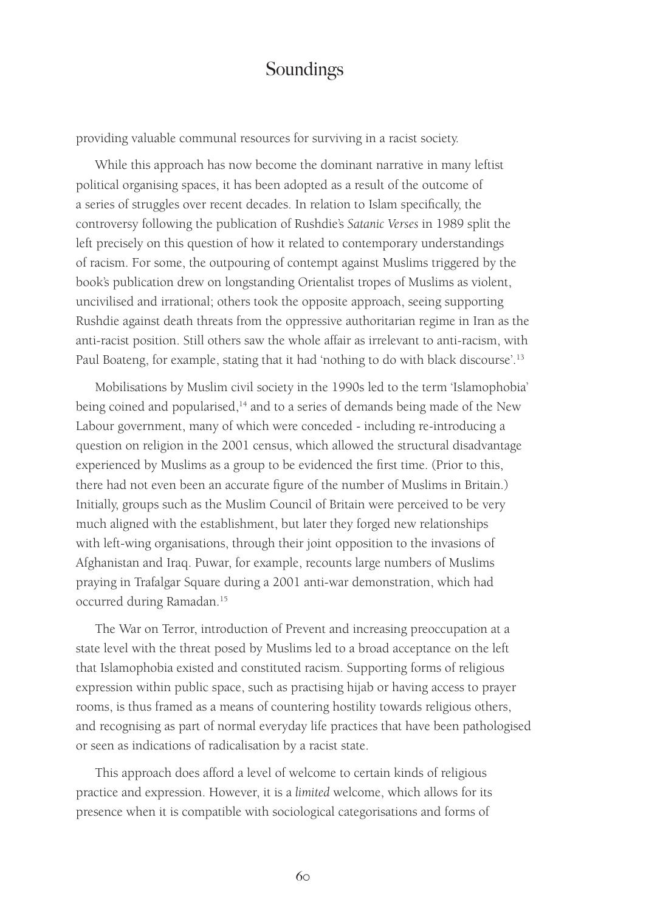providing valuable communal resources for surviving in a racist society.

While this approach has now become the dominant narrative in many leftist political organising spaces, it has been adopted as a result of the outcome of a series of struggles over recent decades. In relation to Islam specifically, the controversy following the publication of Rushdie's *Satanic Verses* in 1989 split the left precisely on this question of how it related to contemporary understandings of racism. For some, the outpouring of contempt against Muslims triggered by the book's publication drew on longstanding Orientalist tropes of Muslims as violent, uncivilised and irrational; others took the opposite approach, seeing supporting Rushdie against death threats from the oppressive authoritarian regime in Iran as the anti-racist position. Still others saw the whole affair as irrelevant to anti-racism, with Paul Boateng, for example, stating that it had 'nothing to do with black discourse'.[13]

Mobilisations by Muslim civil society in the 1990s led to the term 'Islamophobia' being coined and popularised,[14] and to a series of demands being made of the New Labour government, many of which were conceded - including re-introducing a question on religion in the 2001 census, which allowed the structural disadvantage experienced by Muslims as a group to be evidenced the first time. (Prior to this, there had not even been an accurate figure of the number of Muslims in Britain.) Initially, groups such as the Muslim Council of Britain were perceived to be very much aligned with the establishment, but later they forged new relationships with left-wing organisations, through their joint opposition to the invasions of Afghanistan and Iraq. Puwar, for example, recounts large numbers of Muslims praying in Trafalgar Square during a 2001 anti-war demonstration, which had occurred during Ramadan.[15]

The War on Terror, introduction of Prevent and increasing preoccupation at a state level with the threat posed by Muslims led to a broad acceptance on the left that Islamophobia existed and constituted racism. Supporting forms of religious expression within public space, such as practising hijab or having access to prayer rooms, is thus framed as a means of countering hostility towards religious others, and recognising as part of normal everyday life practices that have been pathologised or seen as indications of radicalisation by a racist state.

This approach does afford a level of welcome to certain kinds of religious practice and expression. However, it is a *limited* welcome, which allows for its presence when it is compatible with sociological categorisations and forms of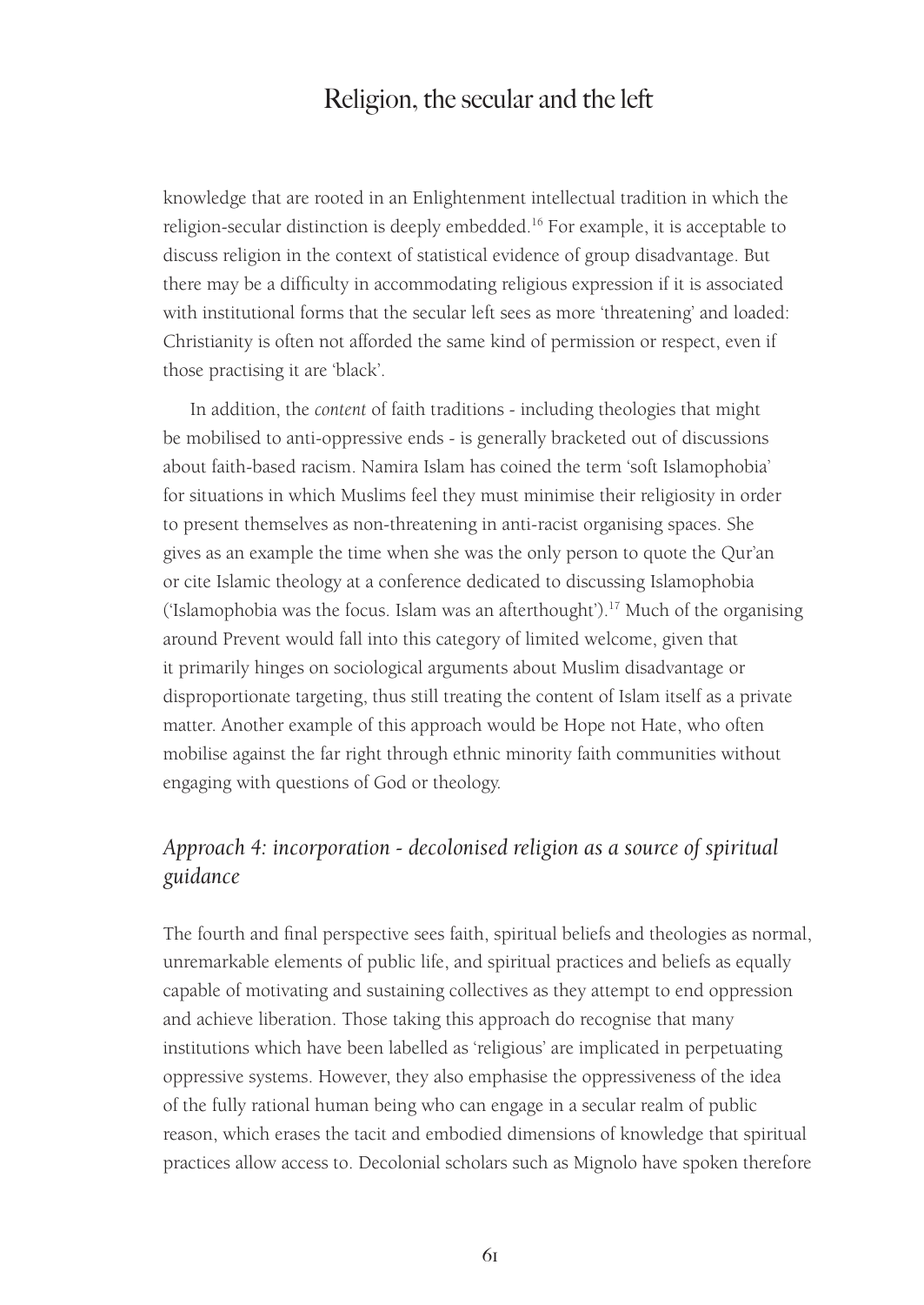knowledge that are rooted in an Enlightenment intellectual tradition in which the religion-secular distinction is deeply embedded.[16] For example, it is acceptable to discuss religion in the context of statistical evidence of group disadvantage. But there may be a difficulty in accommodating religious expression if it is associated with institutional forms that the secular left sees as more 'threatening' and loaded: Christianity is often not afforded the same kind of permission or respect, even if those practising it are 'black'.

In addition, the *content* of faith traditions - including theologies that might be mobilised to anti-oppressive ends - is generally bracketed out of discussions about faith-based racism. Namira Islam has coined the term 'soft Islamophobia' for situations in which Muslims feel they must minimise their religiosity in order to present themselves as non-threatening in anti-racist organising spaces. She gives as an example the time when she was the only person to quote the Qur'an or cite Islamic theology at a conference dedicated to discussing Islamophobia ('Islamophobia was the focus. Islam was an afterthought').[17] Much of the organising around Prevent would fall into this category of limited welcome, given that it primarily hinges on sociological arguments about Muslim disadvantage or disproportionate targeting, thus still treating the content of Islam itself as a private matter. Another example of this approach would be Hope not Hate, who often mobilise against the far right through ethnic minority faith communities without engaging with questions of God or theology.

## *Approach 4: incorporation - decolonised religion as a source of spiritual guidance*

The fourth and final perspective sees faith, spiritual beliefs and theologies as normal, unremarkable elements of public life, and spiritual practices and beliefs as equally capable of motivating and sustaining collectives as they attempt to end oppression and achieve liberation. Those taking this approach do recognise that many institutions which have been labelled as 'religious' are implicated in perpetuating oppressive systems. However, they also emphasise the oppressiveness of the idea of the fully rational human being who can engage in a secular realm of public reason, which erases the tacit and embodied dimensions of knowledge that spiritual practices allow access to. Decolonial scholars such as Mignolo have spoken therefore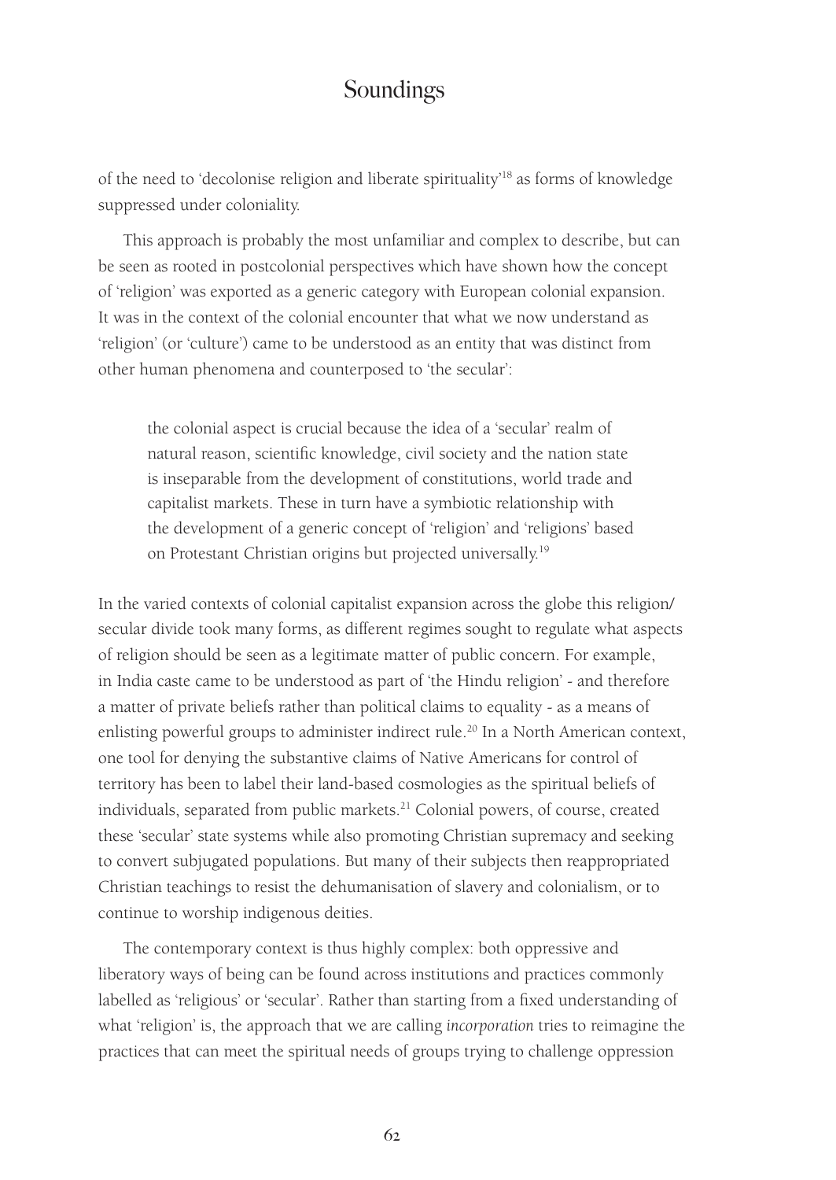of the need to 'decolonise religion and liberate spirituality'[18] as forms of knowledge suppressed under coloniality.

This approach is probably the most unfamiliar and complex to describe, but can be seen as rooted in postcolonial perspectives which have shown how the concept of 'religion' was exported as a generic category with European colonial expansion. It was in the context of the colonial encounter that what we now understand as 'religion' (or 'culture') came to be understood as an entity that was distinct from other human phenomena and counterposed to 'the secular':

> the colonial aspect is crucial because the idea of a 'secular' realm of natural reason, scientific knowledge, civil society and the nation state is inseparable from the development of constitutions, world trade and capitalist markets. These in turn have a symbiotic relationship with the development of a generic concept of 'religion' and 'religions' based on Protestant Christian origins but projected universally.[19]

In the varied contexts of colonial capitalist expansion across the globe this religion/secular divide took many forms, as different regimes sought to regulate what aspects of religion should be seen as a legitimate matter of public concern. For example, in India caste came to be understood as part of 'the Hindu religion' - and therefore a matter of private beliefs rather than political claims to equality - as a means of enlisting powerful groups to administer indirect rule.[20] In a North American context, one tool for denying the substantive claims of Native Americans for control of territory has been to label their land-based cosmologies as the spiritual beliefs of individuals, separated from public markets.[21] Colonial powers, of course, created these 'secular' state systems while also promoting Christian supremacy and seeking to convert subjugated populations. But many of their subjects then reappropriated Christian teachings to resist the dehumanisation of slavery and colonialism, or to continue to worship indigenous deities.

The contemporary context is thus highly complex: both oppressive and liberatory ways of being can be found across institutions and practices commonly labelled as 'religious' or 'secular'. Rather than starting from a fixed understanding of what 'religion' is, the approach that we are calling *incorporation* tries to reimagine the practices that can meet the spiritual needs of groups trying to challenge oppression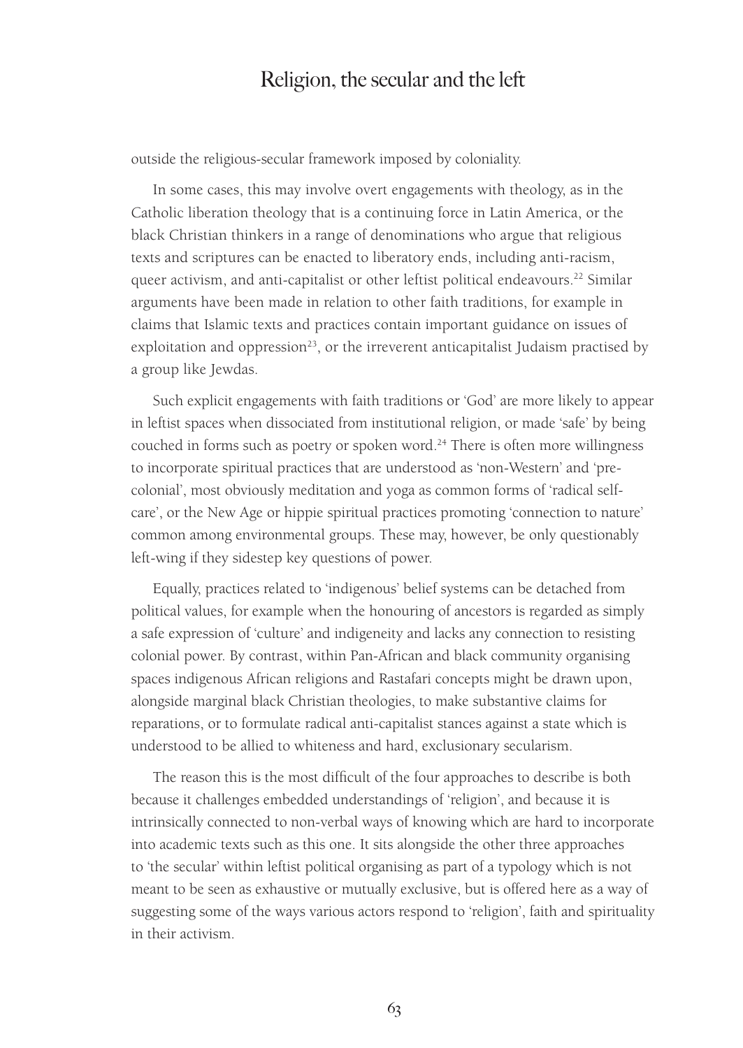outside the religious-secular framework imposed by coloniality.

In some cases, this may involve overt engagements with theology, as in the Catholic liberation theology that is a continuing force in Latin America, or the black Christian thinkers in a range of denominations who argue that religious texts and scriptures can be enacted to liberatory ends, including anti-racism, queer activism, and anti-capitalist or other leftist political endeavours.[22] Similar arguments have been made in relation to other faith traditions, for example in claims that Islamic texts and practices contain important guidance on issues of exploitation and oppression[23], or the irreverent anticapitalist Judaism practised by a group like Jewdas.

Such explicit engagements with faith traditions or 'God' are more likely to appear in leftist spaces when dissociated from institutional religion, or made 'safe' by being couched in forms such as poetry or spoken word.[24] There is often more willingness to incorporate spiritual practices that are understood as 'non-Western' and 'pre-colonial', most obviously meditation and yoga as common forms of 'radical self-care', or the New Age or hippie spiritual practices promoting 'connection to nature' common among environmental groups. These may, however, be only questionably left-wing if they sidestep key questions of power.

Equally, practices related to 'indigenous' belief systems can be detached from political values, for example when the honouring of ancestors is regarded as simply a safe expression of 'culture' and indigeneity and lacks any connection to resisting colonial power. By contrast, within Pan-African and black community organising spaces indigenous African religions and Rastafari concepts might be drawn upon, alongside marginal black Christian theologies, to make substantive claims for reparations, or to formulate radical anti-capitalist stances against a state which is understood to be allied to whiteness and hard, exclusionary secularism.

The reason this is the most difficult of the four approaches to describe is both because it challenges embedded understandings of 'religion', and because it is intrinsically connected to non-verbal ways of knowing which are hard to incorporate into academic texts such as this one. It sits alongside the other three approaches to 'the secular' within leftist political organising as part of a typology which is not meant to be seen as exhaustive or mutually exclusive, but is offered here as a way of suggesting some of the ways various actors respond to 'religion', faith and spirituality in their activism.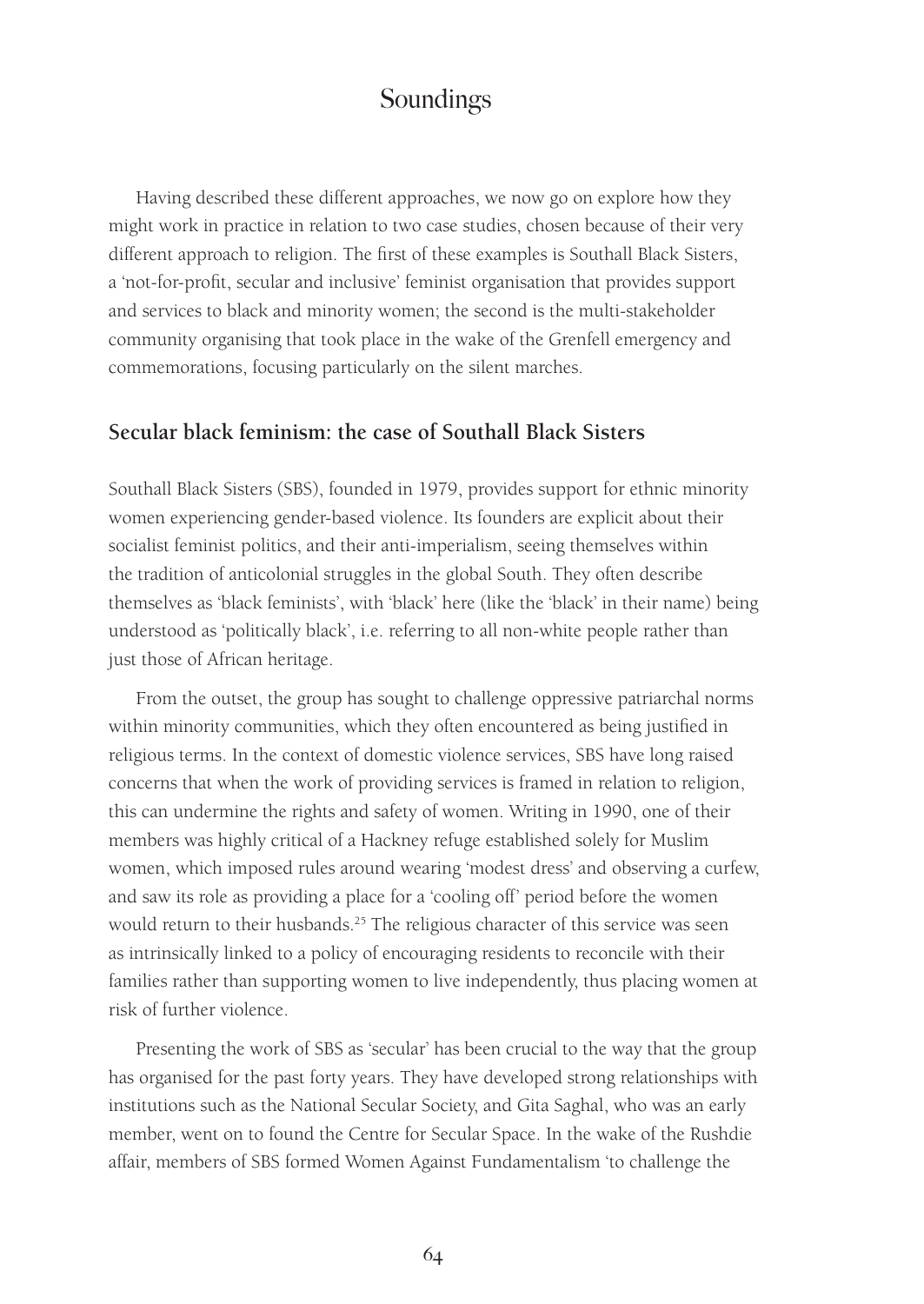Having described these different approaches, we now go on explore how they might work in practice in relation to two case studies, chosen because of their very different approach to religion. The first of these examples is Southall Black Sisters, a 'not-for-profit, secular and inclusive' feminist organisation that provides support and services to black and minority women; the second is the multi-stakeholder community organising that took place in the wake of the Grenfell emergency and commemorations, focusing particularly on the silent marches.

## Secular black feminism: the case of Southall Black Sisters

Southall Black Sisters (SBS), founded in 1979, provides support for ethnic minority women experiencing gender-based violence. Its founders are explicit about their socialist feminist politics, and their anti-imperialism, seeing themselves within the tradition of anticolonial struggles in the global South. They often describe themselves as 'black feminists', with 'black' here (like the 'black' in their name) being understood as 'politically black', i.e. referring to all non-white people rather than just those of African heritage.

From the outset, the group has sought to challenge oppressive patriarchal norms within minority communities, which they often encountered as being justified in religious terms. In the context of domestic violence services, SBS have long raised concerns that when the work of providing services is framed in relation to religion, this can undermine the rights and safety of women. Writing in 1990, one of their members was highly critical of a Hackney refuge established solely for Muslim women, which imposed rules around wearing 'modest dress' and observing a curfew, and saw its role as providing a place for a 'cooling off' period before the women would return to their husbands.[25] The religious character of this service was seen as intrinsically linked to a policy of encouraging residents to reconcile with their families rather than supporting women to live independently, thus placing women at risk of further violence.

Presenting the work of SBS as 'secular' has been crucial to the way that the group has organised for the past forty years. They have developed strong relationships with institutions such as the National Secular Society, and Gita Saghal, who was an early member, went on to found the Centre for Secular Space. In the wake of the Rushdie affair, members of SBS formed Women Against Fundamentalism 'to challenge the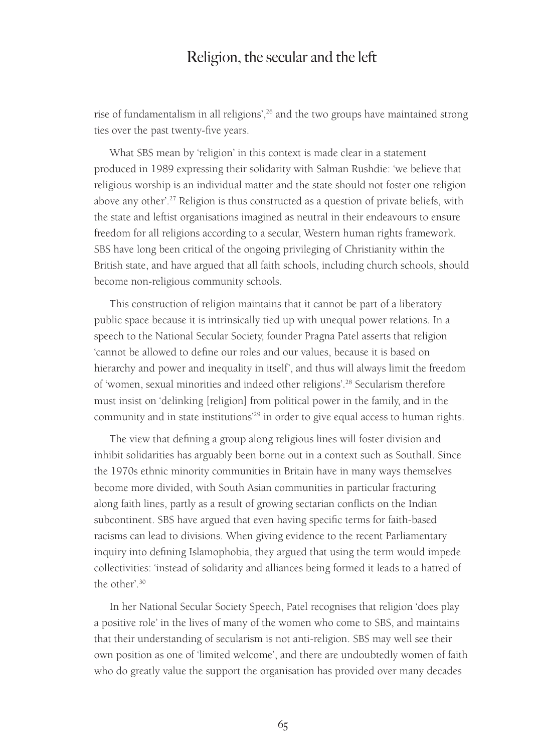rise of fundamentalism in all religions',[26] and the two groups have maintained strong ties over the past twenty-five years.

What SBS mean by 'religion' in this context is made clear in a statement produced in 1989 expressing their solidarity with Salman Rushdie: 'we believe that religious worship is an individual matter and the state should not foster one religion above any other'.[27] Religion is thus constructed as a question of private beliefs, with the state and leftist organisations imagined as neutral in their endeavours to ensure freedom for all religions according to a secular, Western human rights framework. SBS have long been critical of the ongoing privileging of Christianity within the British state, and have argued that all faith schools, including church schools, should become non-religious community schools.

This construction of religion maintains that it cannot be part of a liberatory public space because it is intrinsically tied up with unequal power relations. In a speech to the National Secular Society, founder Pragna Patel asserts that religion 'cannot be allowed to define our roles and our values, because it is based on hierarchy and power and inequality in itself', and thus will always limit the freedom of 'women, sexual minorities and indeed other religions'.[28] Secularism therefore must insist on 'delinking [religion] from political power in the family, and in the community and in state institutions'[29] in order to give equal access to human rights.

The view that defining a group along religious lines will foster division and inhibit solidarities has arguably been borne out in a context such as Southall. Since the 1970s ethnic minority communities in Britain have in many ways themselves become more divided, with South Asian communities in particular fracturing along faith lines, partly as a result of growing sectarian conflicts on the Indian subcontinent. SBS have argued that even having specific terms for faith-based racisms can lead to divisions. When giving evidence to the recent Parliamentary inquiry into defining Islamophobia, they argued that using the term would impede collectivities: 'instead of solidarity and alliances being formed it leads to a hatred of the other'.[30]

In her National Secular Society Speech, Patel recognises that religion 'does play a positive role' in the lives of many of the women who come to SBS, and maintains that their understanding of secularism is not anti-religion. SBS may well see their own position as one of 'limited welcome', and there are undoubtedly women of faith who do greatly value the support the organisation has provided over many decades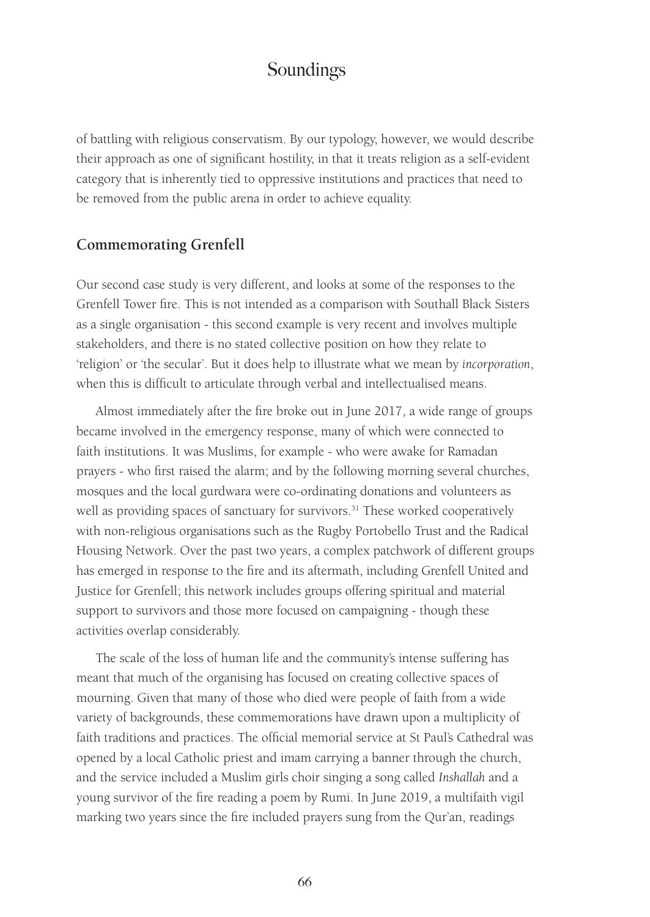of battling with religious conservatism. By our typology, however, we would describe their approach as one of significant hostility, in that it treats religion as a self-evident category that is inherently tied to oppressive institutions and practices that need to be removed from the public arena in order to achieve equality.

## Commemorating Grenfell

Our second case study is very different, and looks at some of the responses to the Grenfell Tower fire. This is not intended as a comparison with Southall Black Sisters as a single organisation - this second example is very recent and involves multiple stakeholders, and there is no stated collective position on how they relate to 'religion' or 'the secular'. But it does help to illustrate what we mean by *incorporation*, when this is difficult to articulate through verbal and intellectualised means.

Almost immediately after the fire broke out in June 2017, a wide range of groups became involved in the emergency response, many of which were connected to faith institutions. It was Muslims, for example - who were awake for Ramadan prayers - who first raised the alarm; and by the following morning several churches, mosques and the local gurdwara were co-ordinating donations and volunteers as well as providing spaces of sanctuary for survivors.[31] These worked cooperatively with non-religious organisations such as the Rugby Portobello Trust and the Radical Housing Network. Over the past two years, a complex patchwork of different groups has emerged in response to the fire and its aftermath, including Grenfell United and Justice for Grenfell; this network includes groups offering spiritual and material support to survivors and those more focused on campaigning - though these activities overlap considerably.

The scale of the loss of human life and the community's intense suffering has meant that much of the organising has focused on creating collective spaces of mourning. Given that many of those who died were people of faith from a wide variety of backgrounds, these commemorations have drawn upon a multiplicity of faith traditions and practices. The official memorial service at St Paul's Cathedral was opened by a local Catholic priest and imam carrying a banner through the church, and the service included a Muslim girls choir singing a song called *Inshallah* and a young survivor of the fire reading a poem by Rumi. In June 2019, a multifaith vigil marking two years since the fire included prayers sung from the Qur'an, readings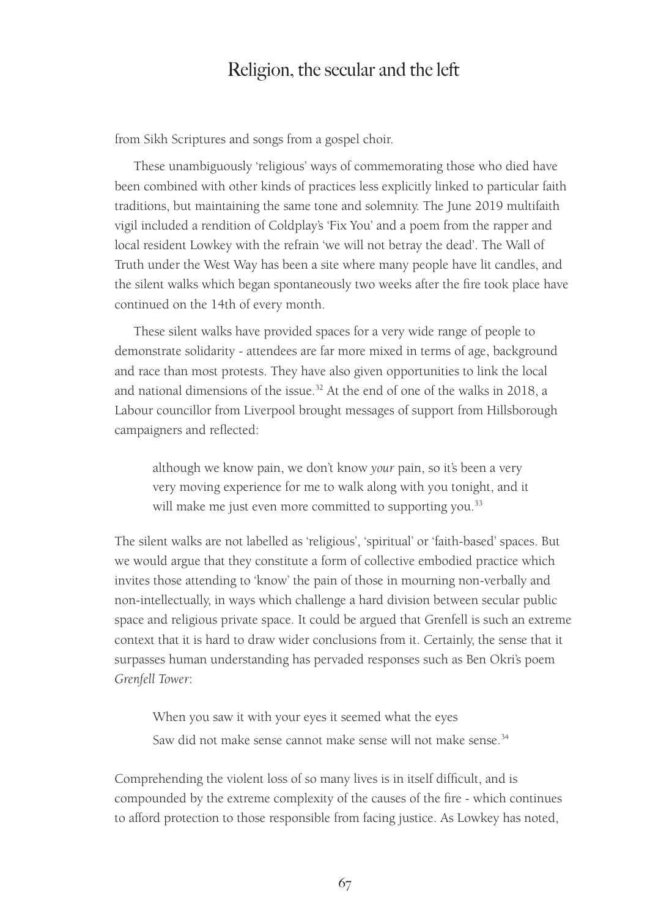from Sikh Scriptures and songs from a gospel choir.

These unambiguously 'religious' ways of commemorating those who died have been combined with other kinds of practices less explicitly linked to particular faith traditions, but maintaining the same tone and solemnity. The June 2019 multifaith vigil included a rendition of Coldplay's 'Fix You' and a poem from the rapper and local resident Lowkey with the refrain 'we will not betray the dead'. The Wall of Truth under the West Way has been a site where many people have lit candles, and the silent walks which began spontaneously two weeks after the fire took place have continued on the 14th of every month.

These silent walks have provided spaces for a very wide range of people to demonstrate solidarity - attendees are far more mixed in terms of age, background and race than most protests. They have also given opportunities to link the local and national dimensions of the issue.[32] At the end of one of the walks in 2018, a Labour councillor from Liverpool brought messages of support from Hillsborough campaigners and reflected:

> although we know pain, we don't know *your* pain, so it's been a very very moving experience for me to walk along with you tonight, and it will make me just even more committed to supporting you.[33]

The silent walks are not labelled as 'religious', 'spiritual' or 'faith-based' spaces. But we would argue that they constitute a form of collective embodied practice which invites those attending to 'know' the pain of those in mourning non-verbally and non-intellectually, in ways which challenge a hard division between secular public space and religious private space. It could be argued that Grenfell is such an extreme context that it is hard to draw wider conclusions from it. Certainly, the sense that it surpasses human understanding has pervaded responses such as Ben Okri's poem *Grenfell Tower*:

> When you saw it with your eyes it seemed what the eyes
> Saw did not make sense cannot make sense will not make sense.[34]

Comprehending the violent loss of so many lives is in itself difficult, and is compounded by the extreme complexity of the causes of the fire - which continues to afford protection to those responsible from facing justice. As Lowkey has noted,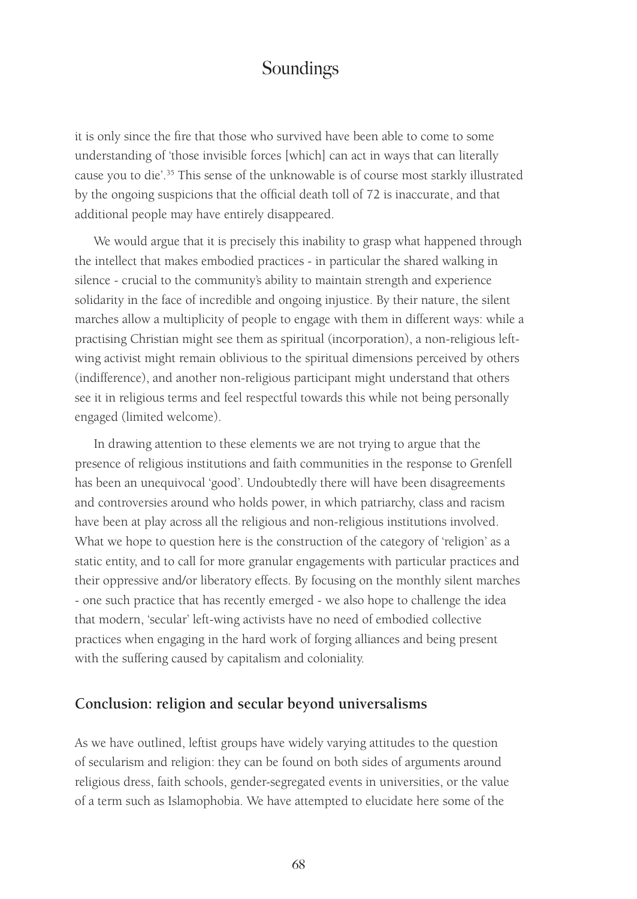it is only since the fire that those who survived have been able to come to some understanding of 'those invisible forces [which] can act in ways that can literally cause you to die'.[35] This sense of the unknowable is of course most starkly illustrated by the ongoing suspicions that the official death toll of 72 is inaccurate, and that additional people may have entirely disappeared.

We would argue that it is precisely this inability to grasp what happened through the intellect that makes embodied practices - in particular the shared walking in silence - crucial to the community's ability to maintain strength and experience solidarity in the face of incredible and ongoing injustice. By their nature, the silent marches allow a multiplicity of people to engage with them in different ways: while a practising Christian might see them as spiritual (incorporation), a non-religious left-wing activist might remain oblivious to the spiritual dimensions perceived by others (indifference), and another non-religious participant might understand that others see it in religious terms and feel respectful towards this while not being personally engaged (limited welcome).

In drawing attention to these elements we are not trying to argue that the presence of religious institutions and faith communities in the response to Grenfell has been an unequivocal 'good'. Undoubtedly there will have been disagreements and controversies around who holds power, in which patriarchy, class and racism have been at play across all the religious and non-religious institutions involved. What we hope to question here is the construction of the category of 'religion' as a static entity, and to call for more granular engagements with particular practices and their oppressive and/or liberatory effects. By focusing on the monthly silent marches - one such practice that has recently emerged - we also hope to challenge the idea that modern, 'secular' left-wing activists have no need of embodied collective practices when engaging in the hard work of forging alliances and being present with the suffering caused by capitalism and coloniality.

## Conclusion: religion and secular beyond universalisms

As we have outlined, leftist groups have widely varying attitudes to the question of secularism and religion: they can be found on both sides of arguments around religious dress, faith schools, gender-segregated events in universities, or the value of a term such as Islamophobia. We have attempted to elucidate here some of the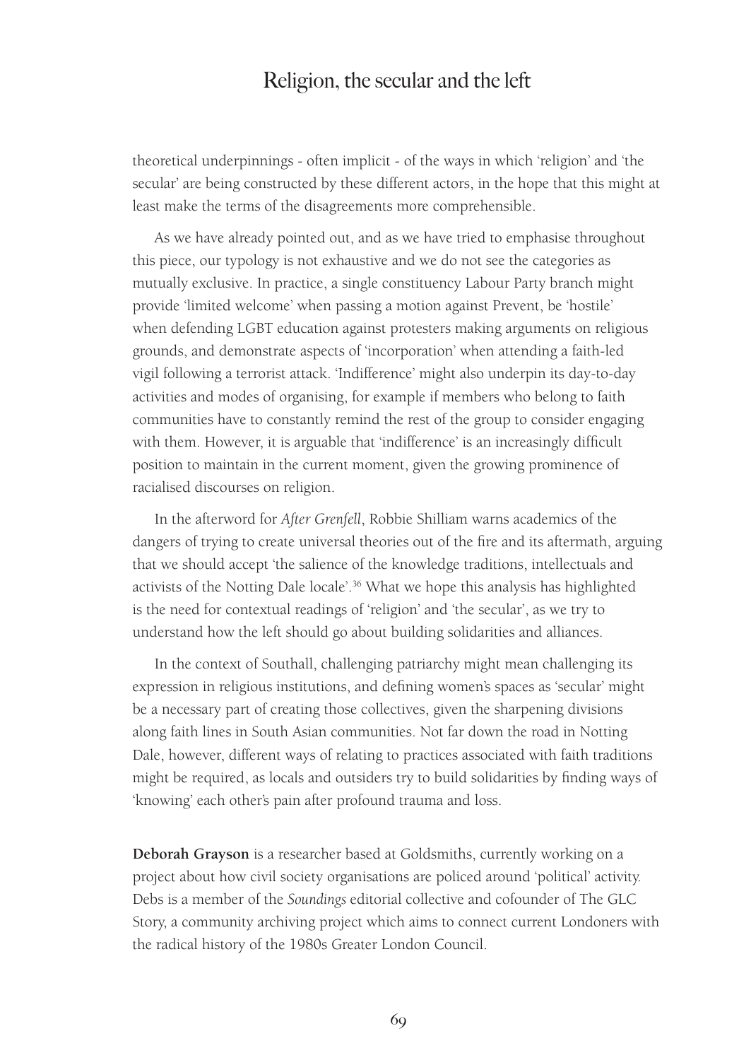theoretical underpinnings - often implicit - of the ways in which 'religion' and 'the secular' are being constructed by these different actors, in the hope that this might at least make the terms of the disagreements more comprehensible.

As we have already pointed out, and as we have tried to emphasise throughout this piece, our typology is not exhaustive and we do not see the categories as mutually exclusive. In practice, a single constituency Labour Party branch might provide 'limited welcome' when passing a motion against Prevent, be 'hostile' when defending LGBT education against protesters making arguments on religious grounds, and demonstrate aspects of 'incorporation' when attending a faith-led vigil following a terrorist attack. 'Indifference' might also underpin its day-to-day activities and modes of organising, for example if members who belong to faith communities have to constantly remind the rest of the group to consider engaging with them. However, it is arguable that 'indifference' is an increasingly difficult position to maintain in the current moment, given the growing prominence of racialised discourses on religion.

In the afterword for *After Grenfell*, Robbie Shilliam warns academics of the dangers of trying to create universal theories out of the fire and its aftermath, arguing that we should accept 'the salience of the knowledge traditions, intellectuals and activists of the Notting Dale locale'.[36] What we hope this analysis has highlighted is the need for contextual readings of 'religion' and 'the secular', as we try to understand how the left should go about building solidarities and alliances.

In the context of Southall, challenging patriarchy might mean challenging its expression in religious institutions, and defining women's spaces as 'secular' might be a necessary part of creating those collectives, given the sharpening divisions along faith lines in South Asian communities. Not far down the road in Notting Dale, however, different ways of relating to practices associated with faith traditions might be required, as locals and outsiders try to build solidarities by finding ways of 'knowing' each other's pain after profound trauma and loss.

**Deborah Grayson** is a researcher based at Goldsmiths, currently working on a project about how civil society organisations are policed around 'political' activity. Debs is a member of the *Soundings* editorial collective and cofounder of The GLC Story, a community archiving project which aims to connect current Londoners with the radical history of the 1980s Greater London Council.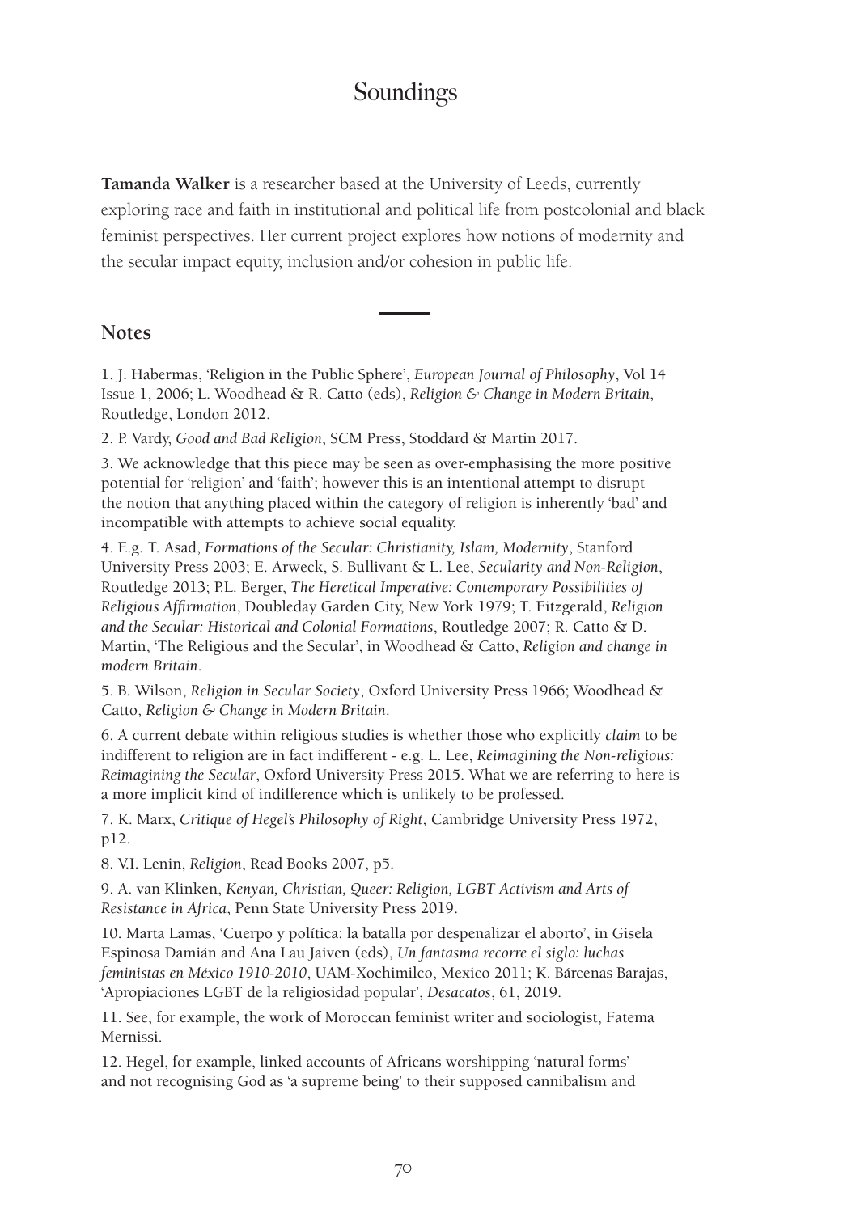**Tamanda Walker** is a researcher based at the University of Leeds, currently exploring race and faith in institutional and political life from postcolonial and black feminist perspectives. Her current project explores how notions of modernity and the secular impact equity, inclusion and/or cohesion in public life.

## Notes

1. J. Habermas, 'Religion in the Public Sphere', *European Journal of Philosophy*, Vol 14 Issue 1, 2006; L. Woodhead & R. Catto (eds), *Religion & Change in Modern Britain*, Routledge, London 2012.

2. P. Vardy, *Good and Bad Religion*, SCM Press, Stoddard & Martin 2017.

3. We acknowledge that this piece may be seen as over-emphasising the more positive potential for 'religion' and 'faith'; however this is an intentional attempt to disrupt the notion that anything placed within the category of religion is inherently 'bad' and incompatible with attempts to achieve social equality.

4. E.g. T. Asad, *Formations of the Secular: Christianity, Islam, Modernity*, Stanford University Press 2003; E. Arweck, S. Bullivant & L. Lee, *Secularity and Non-Religion*, Routledge 2013; P.L. Berger, *The Heretical Imperative: Contemporary Possibilities of Religious Affirmation*, Doubleday Garden City, New York 1979; T. Fitzgerald, *Religion and the Secular: Historical and Colonial Formations*, Routledge 2007; R. Catto & D. Martin, 'The Religious and the Secular', in Woodhead & Catto, *Religion and change in modern Britain*.

5. B. Wilson, *Religion in Secular Society*, Oxford University Press 1966; Woodhead & Catto, *Religion & Change in Modern Britain*.

6. A current debate within religious studies is whether those who explicitly *claim* to be indifferent to religion are in fact indifferent - e.g. L. Lee, *Reimagining the Non-religious: Reimagining the Secular*, Oxford University Press 2015. What we are referring to here is a more implicit kind of indifference which is unlikely to be professed.

7. K. Marx, *Critique of Hegel's Philosophy of Right*, Cambridge University Press 1972, p12.

8. V.I. Lenin, *Religion*, Read Books 2007, p5.

9. A. van Klinken, *Kenyan, Christian, Queer: Religion, LGBT Activism and Arts of Resistance in Africa*, Penn State University Press 2019.

10. Marta Lamas, 'Cuerpo y política: la batalla por despenalizar el aborto', in Gisela Espinosa Damián and Ana Lau Jaiven (eds), *Un fantasma recorre el siglo: luchas feministas en México 1910-2010*, UAM-Xochimilco, Mexico 2011; K. Bárcenas Barajas, 'Apropiaciones LGBT de la religiosidad popular', *Desacatos*, 61, 2019.

11. See, for example, the work of Moroccan feminist writer and sociologist, Fatema Mernissi.

12. Hegel, for example, linked accounts of Africans worshipping 'natural forms' and not recognising God as 'a supreme being' to their supposed cannibalism and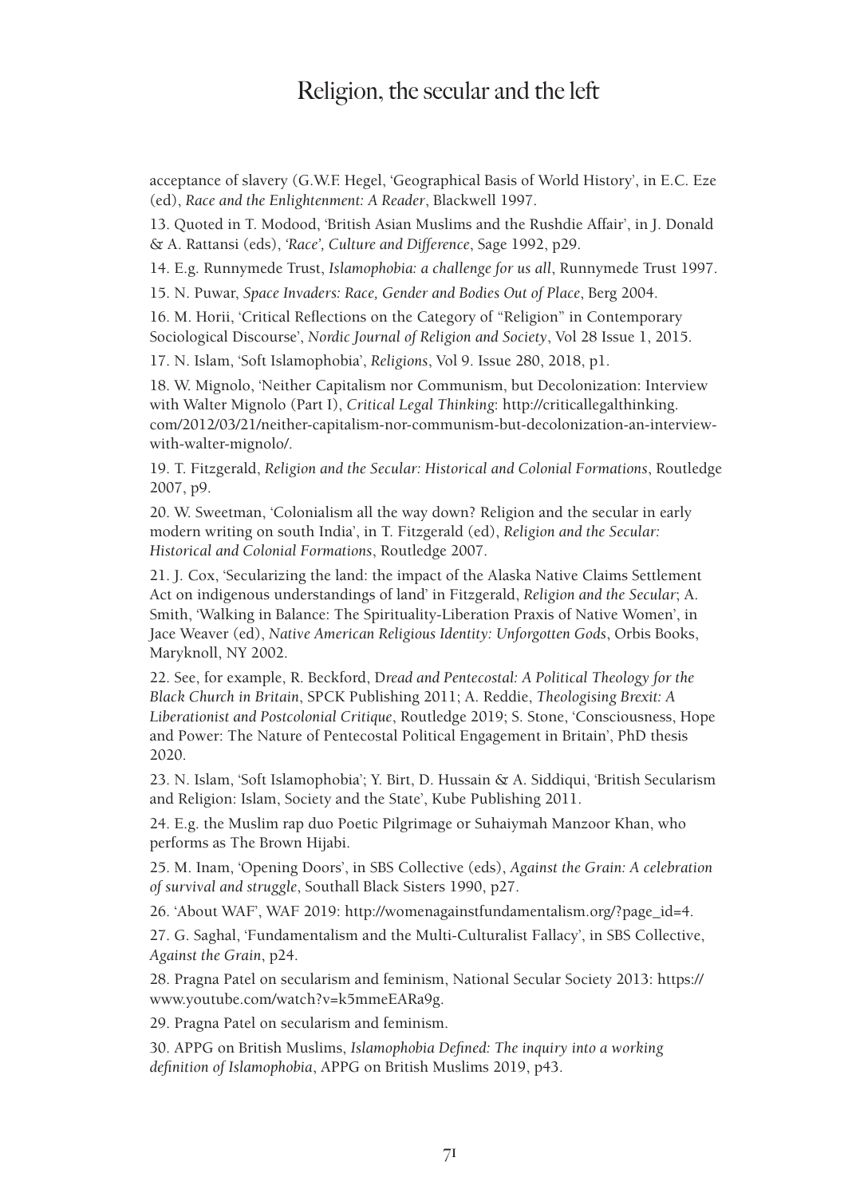acceptance of slavery (G.W.F. Hegel, 'Geographical Basis of World History', in E.C. Eze (ed), *Race and the Enlightenment: A Reader*, Blackwell 1997.

13. Quoted in T. Modood, 'British Asian Muslims and the Rushdie Affair', in J. Donald & A. Rattansi (eds), *'Race', Culture and Difference*, Sage 1992, p29.

14. E.g. Runnymede Trust, *Islamophobia: a challenge for us all*, Runnymede Trust 1997.

15. N. Puwar, *Space Invaders: Race, Gender and Bodies Out of Place*, Berg 2004.

16. M. Horii, 'Critical Reflections on the Category of "Religion" in Contemporary Sociological Discourse', *Nordic Journal of Religion and Society*, Vol 28 Issue 1, 2015.

17. N. Islam, 'Soft Islamophobia', *Religions*, Vol 9. Issue 280, 2018, p1.

18. W. Mignolo, 'Neither Capitalism nor Communism, but Decolonization: Interview with Walter Mignolo (Part I), *Critical Legal Thinking*: http://criticallegalthinking.com/2012/03/21/neither-capitalism-nor-communism-but-decolonization-an-interview-with-walter-mignolo/.

19. T. Fitzgerald, *Religion and the Secular: Historical and Colonial Formations*, Routledge 2007, p9.

20. W. Sweetman, 'Colonialism all the way down? Religion and the secular in early modern writing on south India', in T. Fitzgerald (ed), *Religion and the Secular: Historical and Colonial Formations*, Routledge 2007.

21. J. Cox, 'Secularizing the land: the impact of the Alaska Native Claims Settlement Act on indigenous understandings of land' in Fitzgerald, *Religion and the Secular*; A. Smith, 'Walking in Balance: The Spirituality-Liberation Praxis of Native Women', in Jace Weaver (ed), *Native American Religious Identity: Unforgotten Gods*, Orbis Books, Maryknoll, NY 2002.

22. See, for example, R. Beckford, D*read and Pentecostal: A Political Theology for the Black Church in Britain*, SPCK Publishing 2011; A. Reddie, *Theologising Brexit: A Liberationist and Postcolonial Critique*, Routledge 2019; S. Stone, 'Consciousness, Hope and Power: The Nature of Pentecostal Political Engagement in Britain', PhD thesis 2020.

23. N. Islam, 'Soft Islamophobia'; Y. Birt, D. Hussain & A. Siddiqui, 'British Secularism and Religion: Islam, Society and the State', Kube Publishing 2011.

24. E.g. the Muslim rap duo Poetic Pilgrimage or Suhaiymah Manzoor Khan, who performs as The Brown Hijabi.

25. M. Inam, 'Opening Doors', in SBS Collective (eds), *Against the Grain: A celebration of survival and struggle*, Southall Black Sisters 1990, p27.

26. 'About WAF', WAF 2019: http://womenagainstfundamentalism.org/?page_id=4.

27. G. Saghal, 'Fundamentalism and the Multi-Culturalist Fallacy', in SBS Collective, *Against the Grain*, p24.

28. Pragna Patel on secularism and feminism, National Secular Society 2013: https://www.youtube.com/watch?v=k5mmeEARa9g.

29. Pragna Patel on secularism and feminism.

30. APPG on British Muslims, *Islamophobia Defined: The inquiry into a working definition of Islamophobia*, APPG on British Muslims 2019, p43.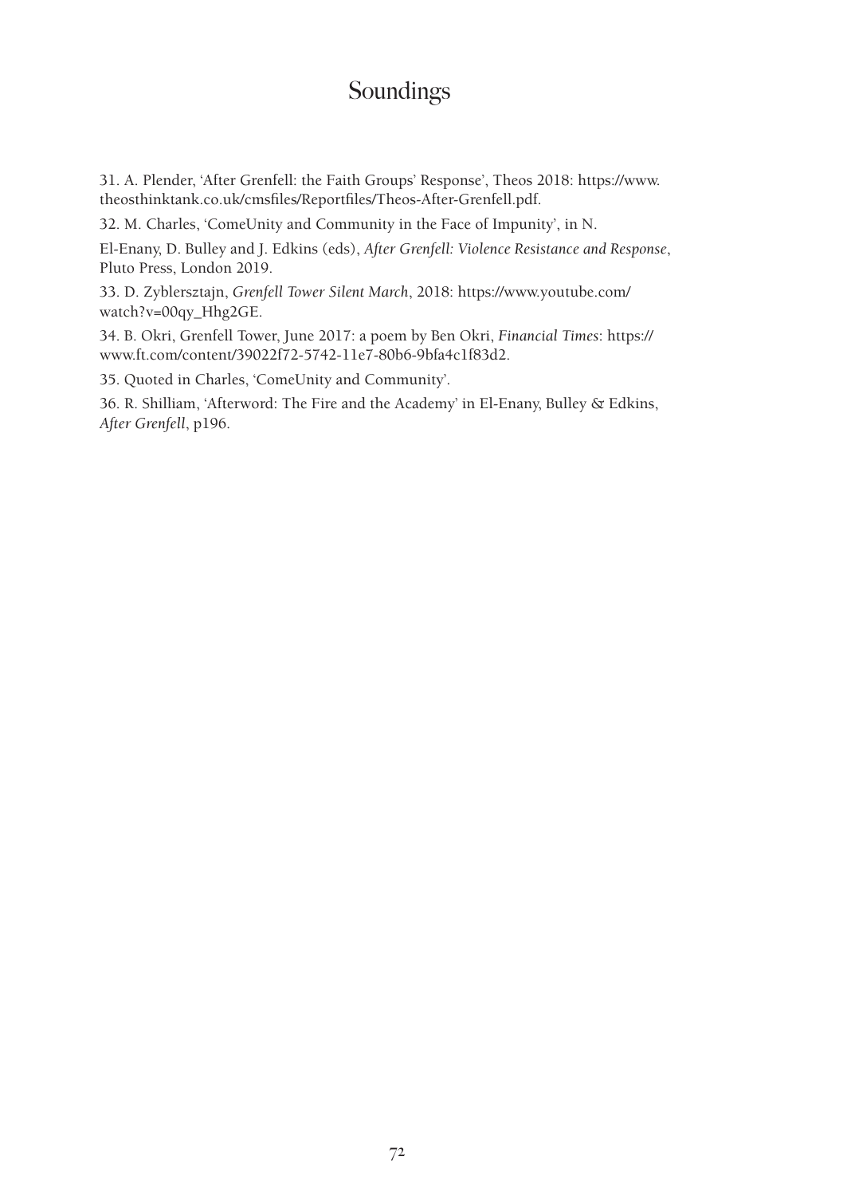31. A. Plender, 'After Grenfell: the Faith Groups' Response', Theos 2018: https://www.theosthinktank.co.uk/cmsfiles/Reportfiles/Theos-After-Grenfell.pdf.

32. M. Charles, 'ComeUnity and Community in the Face of Impunity', in N. El-Enany, D. Bulley and J. Edkins (eds), *After Grenfell: Violence Resistance and Response*, Pluto Press, London 2019.

33. D. Zyblersztajn, *Grenfell Tower Silent March*, 2018: https://www.youtube.com/watch?v=00qy_Hhg2GE.

34. B. Okri, Grenfell Tower, June 2017: a poem by Ben Okri, *Financial Times*: https://www.ft.com/content/39022f72-5742-11e7-80b6-9bfa4c1f83d2.

35. Quoted in Charles, 'ComeUnity and Community'.

36. R. Shilliam, 'Afterword: The Fire and the Academy' in El-Enany, Bulley & Edkins, *After Grenfell*, p196.